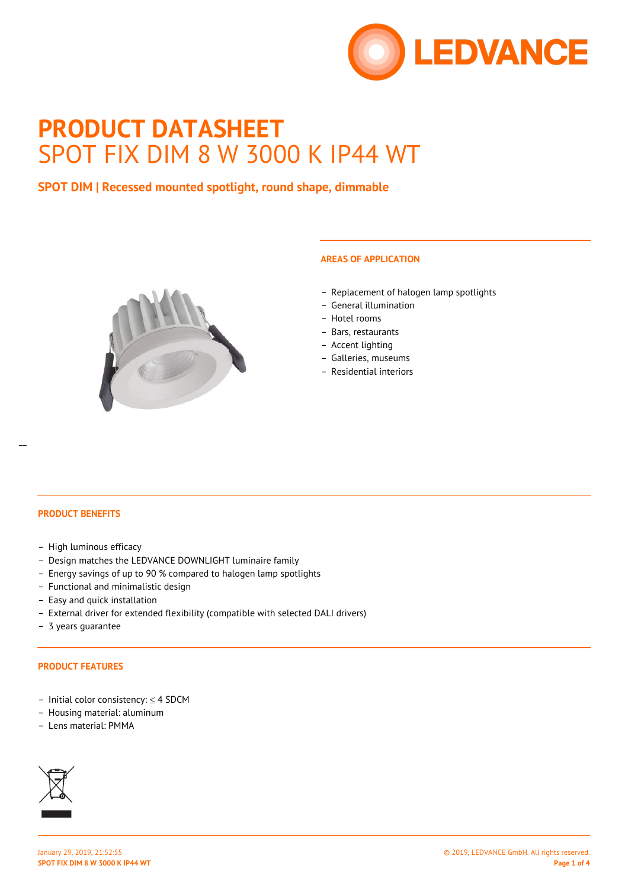# PRODUCT DATASHEET

SPOT FIX DIM 8 W 3000 K IP44 WT

**SPOT DIM | Recessed mounted spotlight, round shape, dimmable**

## AREAS OF APPLICATION

- Replacement of halogen lamp spotlights
- General illumination
- Hotel rooms
- Bars, restaurants
- Accent lighting
- Galleries, museums
- Residential interiors

## PRODUCT BENEFITS

- High luminous efficacy
- Design matches the LEDVANCE DOWNLIGHT luminaire family
- Energy savings of up to 90 % compared to halogen lamp spotlights
- Functional and minimalistic design
- Easy and quick installation
- External driver for extended flexibility (compatible with selected DALI drivers)
- 3 years guarantee

## PRODUCT FEATURES

- Initial color consistency: ≤ 4 SDCM
- Housing material: aluminum
- Lens material: PMMA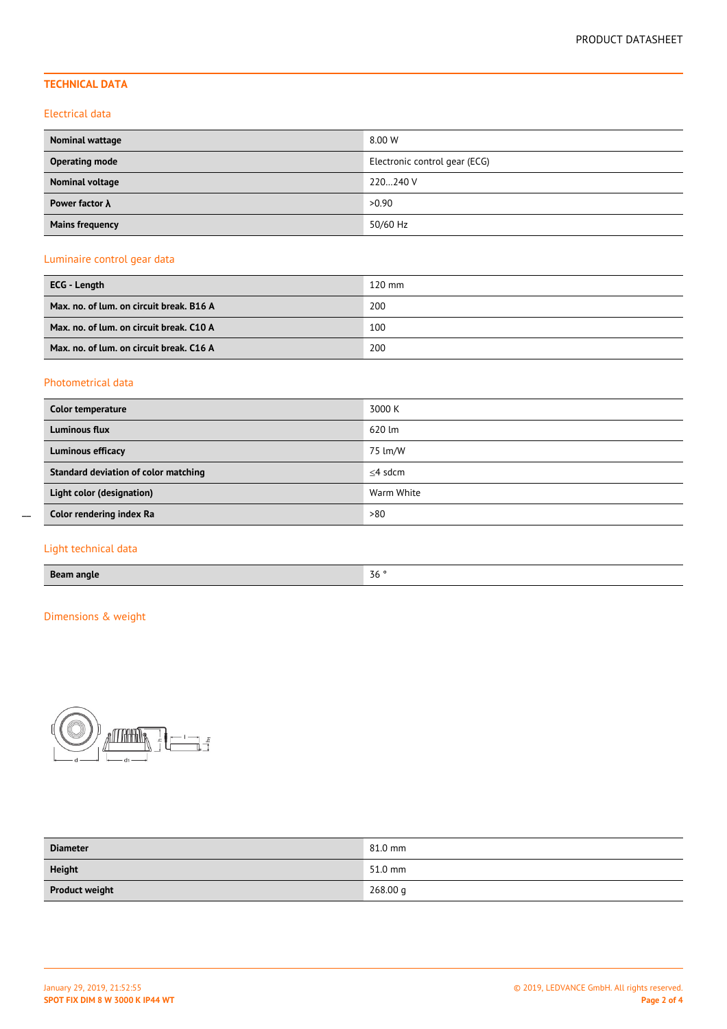## TECHNICAL DATA

### Electrical data

| | |
|---|---|
| **Nominal wattage** | 8.00 W |
| **Operating mode** | Electronic control gear (ECG) |
| **Nominal voltage** | 220…240 V |
| **Power factor λ** | >0.90 |
| **Mains frequency** | 50/60 Hz |

### Luminaire control gear data

| | |
|---|---|
| **ECG - Length** | 120 mm |
| **Max. no. of lum. on circuit break. B16 A** | 200 |
| **Max. no. of lum. on circuit break. C10 A** | 100 |
| **Max. no. of lum. on circuit break. C16 A** | 200 |

### Photometrical data

| | |
|---|---|
| **Color temperature** | 3000 K |
| **Luminous flux** | 620 lm |
| **Luminous efficacy** | 75 lm/W |
| **Standard deviation of color matching** | ≤4 sdcm |
| **Light color (designation)** | Warm White |
| **Color rendering index Ra** | >80 |

### Light technical data

| | |
|---|---|
| **Beam angle** | 36 ° |

### Dimensions & weight

| | |
|---|---|
| **Diameter** | 81.0 mm |
| **Height** | 51.0 mm |
| **Product weight** | 268.00 g |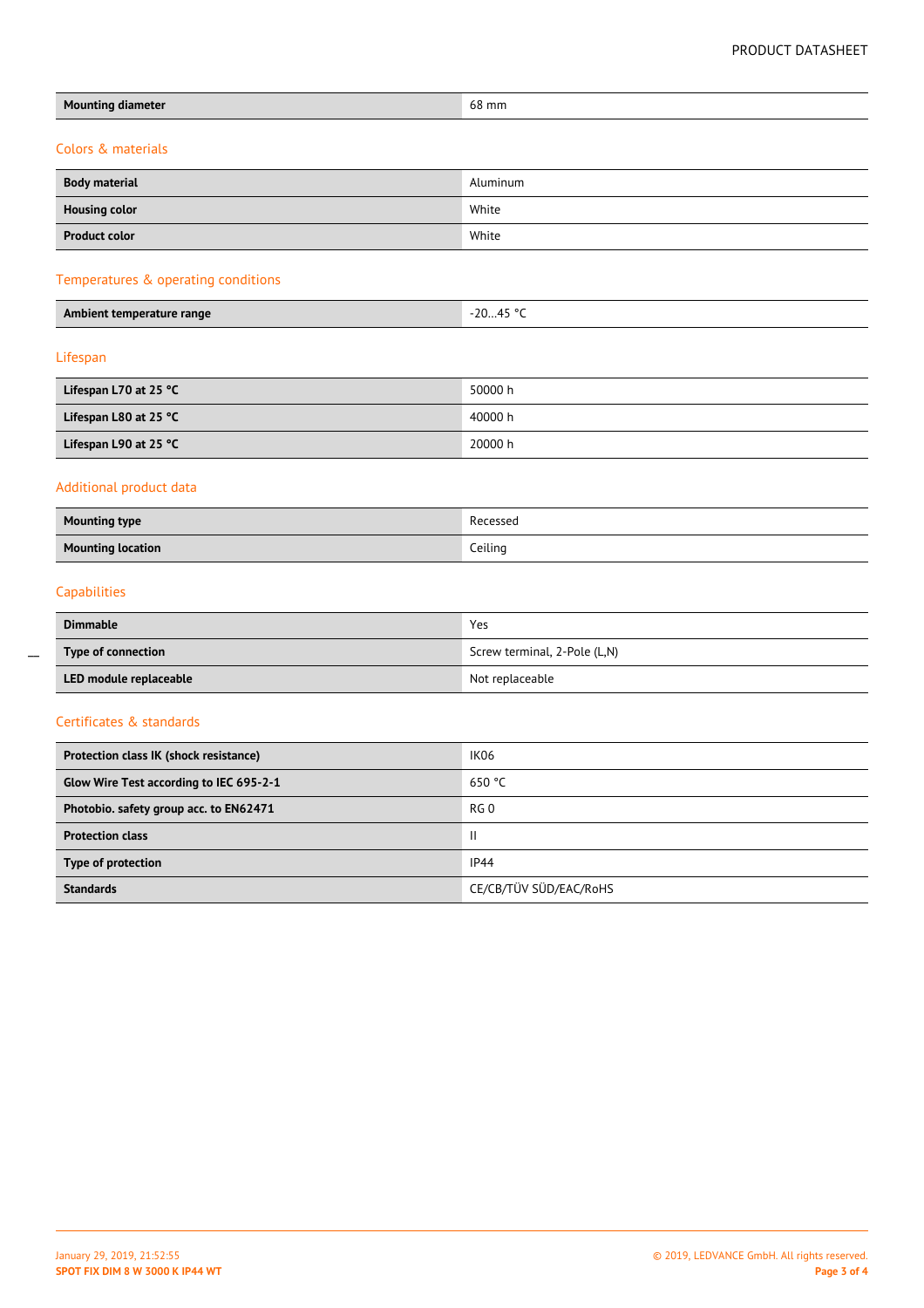| Mounting diameter | 68 mm |
|---|---|

## Colors & materials

| Body material | Aluminum |
|---|---|
| Housing color | White |
| Product color | White |

## Temperatures & operating conditions

| Ambient temperature range | -20…45 °C |
|---|---|

## Lifespan

| Lifespan L70 at 25 °C | 50000 h |
|---|---|
| Lifespan L80 at 25 °C | 40000 h |
| Lifespan L90 at 25 °C | 20000 h |

## Additional product data

| Mounting type | Recessed |
|---|---|
| Mounting location | Ceiling |

## Capabilities

| Dimmable | Yes |
|---|---|
| Type of connection | Screw terminal, 2-Pole (L,N) |
| LED module replaceable | Not replaceable |

## Certificates & standards

| Protection class IK (shock resistance) | IK06 |
|---|---|
| Glow Wire Test according to IEC 695-2-1 | 650 °C |
| Photobio. safety group acc. to EN62471 | RG 0 |
| Protection class | II |
| Type of protection | IP44 |
| Standards | CE/CB/TÜV SÜD/EAC/RoHS |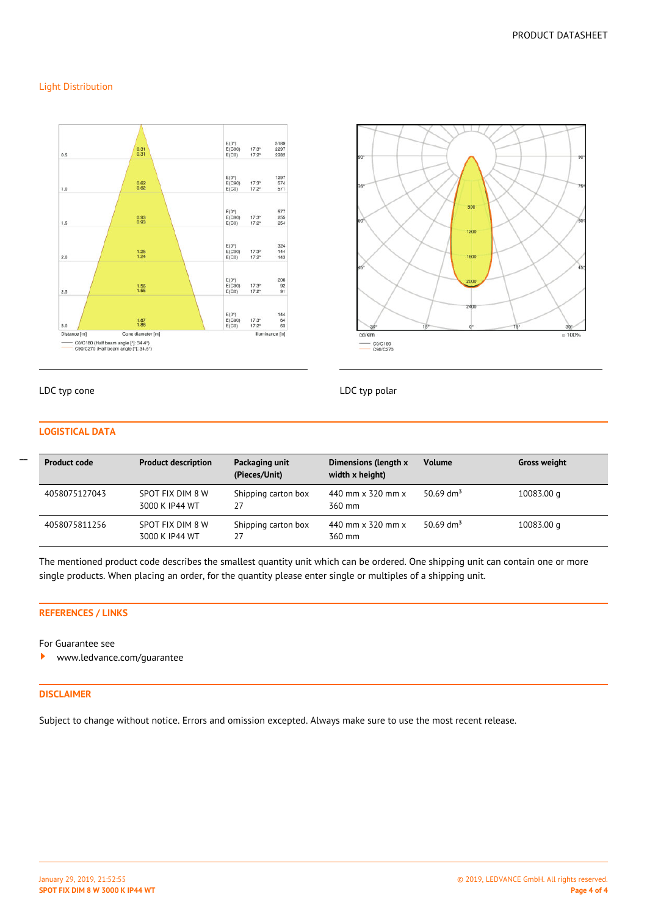## Light Distribution

0.5
0.31
0.31
E(0°) 5189
E(C90) 17.3° 2297
E(C0) 17.2° 2282

1.0
0.62
0.62
E(0°) 1297
E(C90) 17.3° 574
E(C0) 17.2° 571

1.5
0.93
0.93
E(0°) 577
E(C90) 17.3° 255
E(C0) 17.2° 254

2.0
1.25
1.24
E(0°) 324
E(C90) 17.3° 144
E(C0) 17.2° 143

2.5
1.56
1.55
E(0°) 208
E(C90) 17.3° 92
E(C0) 17.2° 91

3.0
1.87
1.86
E(0°) 144
E(C90) 17.3° 64
E(C0) 17.2° 63

Distance [m] Cone diameter [m] Illuminance [lx]

C0/C180 (Half beam angle [°]: 34.4°)
C90/C270 (Half beam angle [°]: 34.6°)

LDC typ cone

90° 90°
75° 75°
60° 60°
45° 45°
800
1200
1600
2000
2400
30° 15° 0° 15° 30°
cd/klm = 100%
C0/C180
C90/C270

LDC typ polar

## LOGISTICAL DATA

| Product code | Product description | Packaging unit (Pieces/Unit) | Dimensions (length x width x height) | Volume | Gross weight |
|---|---|---|---|---|---|
| 4058075127043 | SPOT FIX DIM 8 W 3000 K IP44 WT | Shipping carton box 27 | 440 mm x 320 mm x 360 mm | 50.69 $dm^3$ | 10083.00 g |
| 4058075811256 | SPOT FIX DIM 8 W 3000 K IP44 WT | Shipping carton box 27 | 440 mm x 320 mm x 360 mm | 50.69 $dm^3$ | 10083.00 g |

The mentioned product code describes the smallest quantity unit which can be ordered. One shipping unit can contain one or more single products. When placing an order, for the quantity please enter single or multiples of a shipping unit.

## REFERENCES / LINKS

For Guarantee see

- www.ledvance.com/guarantee

## DISCLAIMER

Subject to change without notice. Errors and omission excepted. Always make sure to use the most recent release.